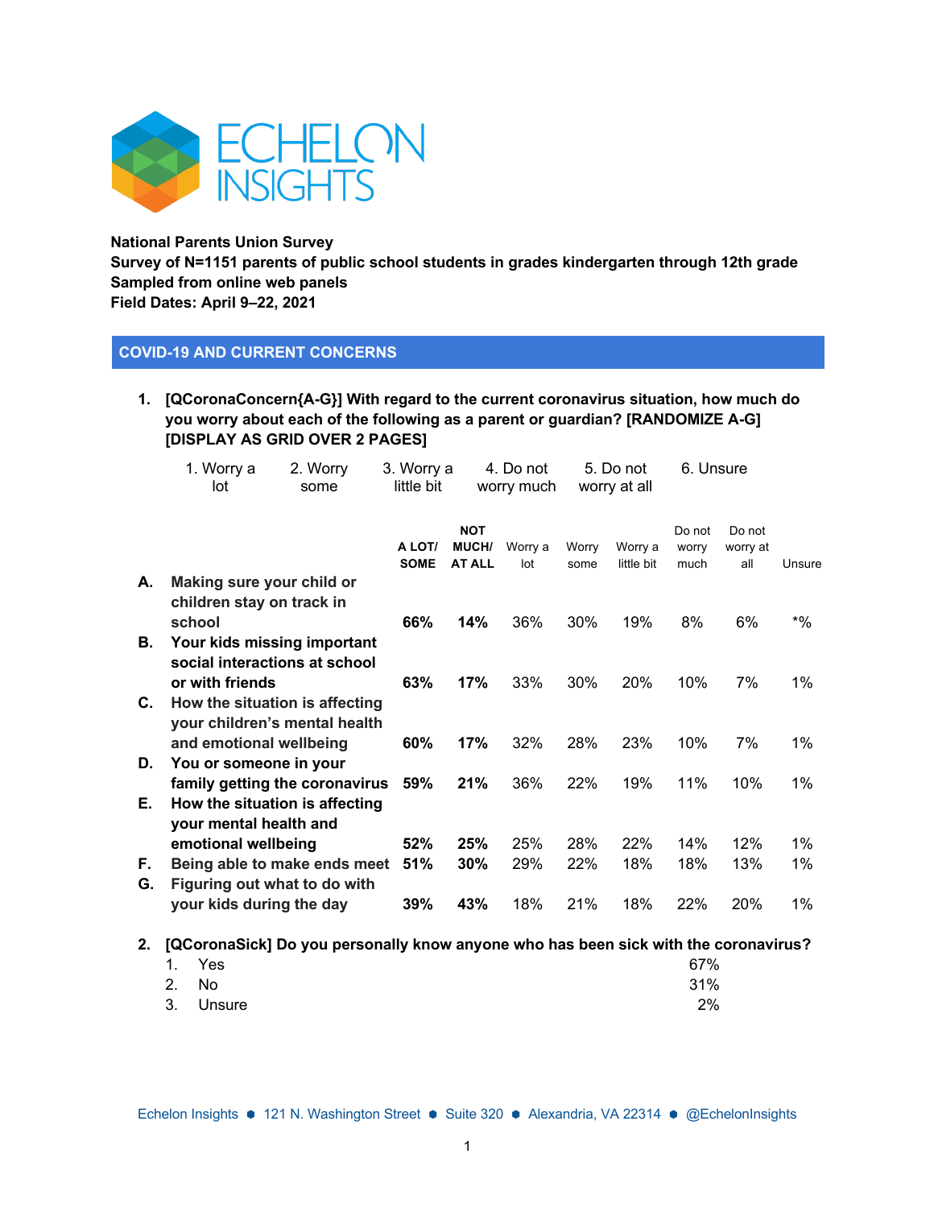ECHELON INSIGHTS

**National Parents Union Survey**
**Survey of N=1151 parents of public school students in grades kindergarten through 12th grade**
**Sampled from online web panels**
**Field Dates: April 9–22, 2021**

## COVID-19 AND CURRENT CONCERNS

**1. [QCoronaConcern{A-G}] With regard to the current coronavirus situation, how much do you worry about each of the following as a parent or guardian? [RANDOMIZE A-G] [DISPLAY AS GRID OVER 2 PAGES]**

1. Worry a lot
2. Worry some
3. Worry a little bit
4. Do not worry much
5. Do not worry at all
6. Unsure

| | | A LOT/ SOME | NOT MUCH/ AT ALL | Worry a lot | Worry some | Worry a little bit | Do not worry much | Do not worry at all | Unsure |
|---|---|---|---|---|---|---|---|---|---|
| A. | Making sure your child or children stay on track in school | 66% | 14% | 36% | 30% | 19% | 8% | 6% | *% |
| B. | Your kids missing important social interactions at school or with friends | 63% | 17% | 33% | 30% | 20% | 10% | 7% | 1% |
| C. | How the situation is affecting your children's mental health and emotional wellbeing | 60% | 17% | 32% | 28% | 23% | 10% | 7% | 1% |
| D. | You or someone in your family getting the coronavirus | 59% | 21% | 36% | 22% | 19% | 11% | 10% | 1% |
| E. | How the situation is affecting your mental health and emotional wellbeing | 52% | 25% | 25% | 28% | 22% | 14% | 12% | 1% |
| F. | Being able to make ends meet | 51% | 30% | 29% | 22% | 18% | 18% | 13% | 1% |
| G. | Figuring out what to do with your kids during the day | 39% | 43% | 18% | 21% | 18% | 22% | 20% | 1% |

**2. [QCoronaSick] Do you personally know anyone who has been sick with the coronavirus?**

| | | |
|---|---|---|
| 1. | Yes | 67% |
| 2. | No | 31% |
| 3. | Unsure | 2% |

Echelon Insights ● 121 N. Washington Street ● Suite 320 ● Alexandria, VA 22314 ● @EchelonInsights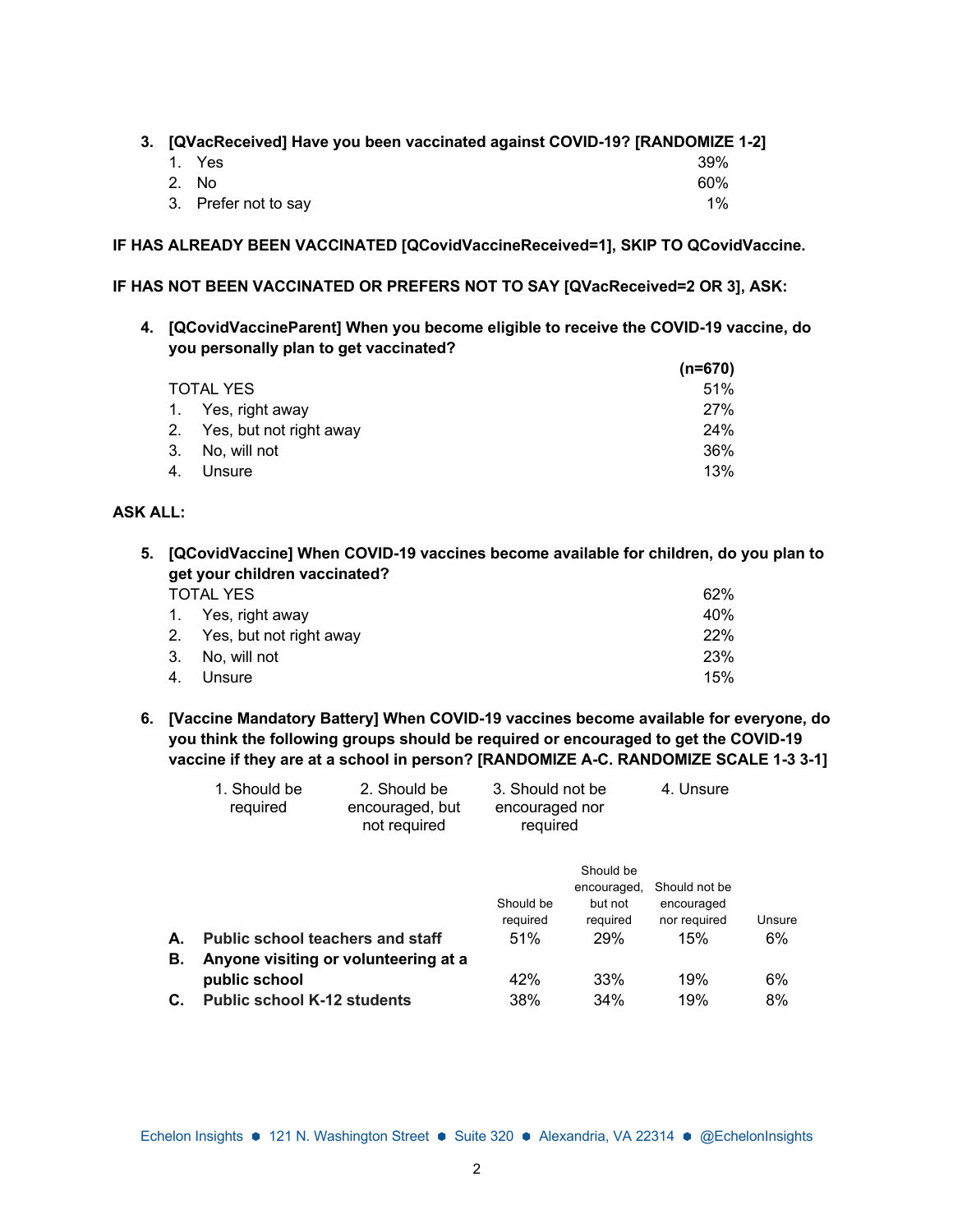**3. [QVacReceived] Have you been vaccinated against COVID-19? [RANDOMIZE 1-2]**

| | |
|---|---|
| 1. Yes | 39% |
| 2. No | 60% |
| 3. Prefer not to say | 1% |

**IF HAS ALREADY BEEN VACCINATED [QCovidVaccineReceived=1], SKIP TO QCovidVaccine.**

**IF HAS NOT BEEN VACCINATED OR PREFERS NOT TO SAY [QVacReceived=2 OR 3], ASK:**

**4. [QCovidVaccineParent] When you become eligible to receive the COVID-19 vaccine, do you personally plan to get vaccinated?**

| | **(n=670)** |
|---|---|
| TOTAL YES | 51% |
| 1. Yes, right away | 27% |
| 2. Yes, but not right away | 24% |
| 3. No, will not | 36% |
| 4. Unsure | 13% |

**ASK ALL:**

**5. [QCovidVaccine] When COVID-19 vaccines become available for children, do you plan to get your children vaccinated?**

| | |
|---|---|
| TOTAL YES | 62% |
| 1. Yes, right away | 40% |
| 2. Yes, but not right away | 22% |
| 3. No, will not | 23% |
| 4. Unsure | 15% |

**6. [Vaccine Mandatory Battery] When COVID-19 vaccines become available for everyone, do you think the following groups should be required or encouraged to get the COVID-19 vaccine if they are at a school in person? [RANDOMIZE A-C. RANDOMIZE SCALE 1-3 3-1]**

1. Should be required
2. Should be encouraged, but not required
3. Should not be encouraged nor required
4. Unsure

| | Should be required | Should be encouraged, but not required | Should not be encouraged nor required | Unsure |
|---|---|---|---|---|
| **A. Public school teachers and staff** | 51% | 29% | 15% | 6% |
| **B. Anyone visiting or volunteering at a public school** | 42% | 33% | 19% | 6% |
| **C. Public school K-12 students** | 38% | 34% | 19% | 8% |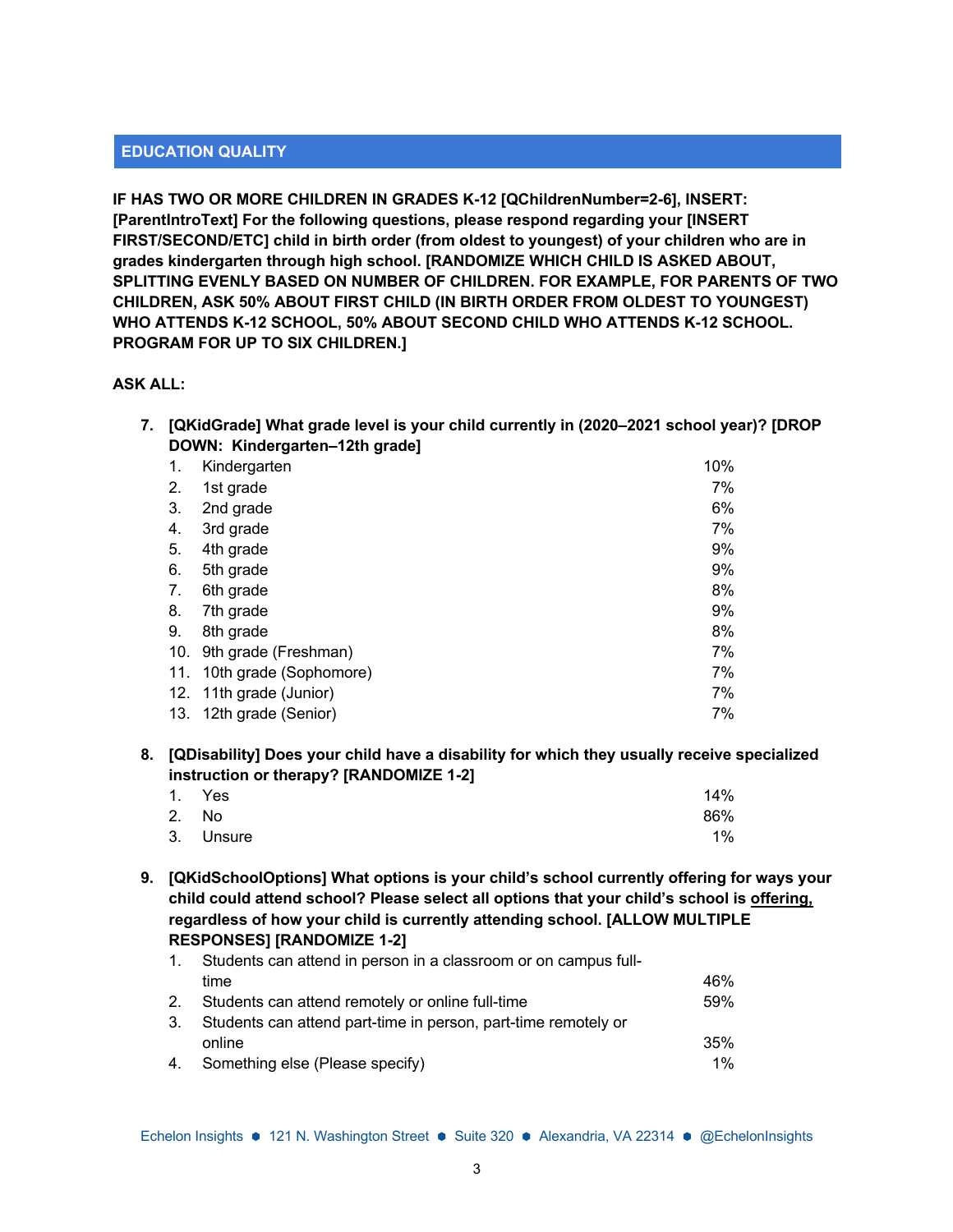## EDUCATION QUALITY

**IF HAS TWO OR MORE CHILDREN IN GRADES K-12 [QChildrenNumber=2-6], INSERT: [ParentIntroText] For the following questions, please respond regarding your [INSERT FIRST/SECOND/ETC] child in birth order (from oldest to youngest) of your children who are in grades kindergarten through high school. [RANDOMIZE WHICH CHILD IS ASKED ABOUT, SPLITTING EVENLY BASED ON NUMBER OF CHILDREN. FOR EXAMPLE, FOR PARENTS OF TWO CHILDREN, ASK 50% ABOUT FIRST CHILD (IN BIRTH ORDER FROM OLDEST TO YOUNGEST) WHO ATTENDS K-12 SCHOOL, 50% ABOUT SECOND CHILD WHO ATTENDS K-12 SCHOOL. PROGRAM FOR UP TO SIX CHILDREN.]**

**ASK ALL:**

**7. [QKidGrade] What grade level is your child currently in (2020–2021 school year)? [DROP DOWN: Kindergarten–12th grade]**

| | | |
|---|---|---|
| 1. | Kindergarten | 10% |
| 2. | 1st grade | 7% |
| 3. | 2nd grade | 6% |
| 4. | 3rd grade | 7% |
| 5. | 4th grade | 9% |
| 6. | 5th grade | 9% |
| 7. | 6th grade | 8% |
| 8. | 7th grade | 9% |
| 9. | 8th grade | 8% |
| 10. | 9th grade (Freshman) | 7% |
| 11. | 10th grade (Sophomore) | 7% |
| 12. | 11th grade (Junior) | 7% |
| 13. | 12th grade (Senior) | 7% |

**8. [QDisability] Does your child have a disability for which they usually receive specialized instruction or therapy? [RANDOMIZE 1-2]**

| | | |
|---|---|---|
| 1. | Yes | 14% |
| 2. | No | 86% |
| 3. | Unsure | 1% |

**9. [QKidSchoolOptions] What options is your child's school currently offering for ways your child could attend school? Please select all options that your child's school is offering, regardless of how your child is currently attending school. [ALLOW MULTIPLE RESPONSES] [RANDOMIZE 1-2]**

| | | |
|---|---|---|
| 1. | Students can attend in person in a classroom or on campus full-time | 46% |
| 2. | Students can attend remotely or online full-time | 59% |
| 3. | Students can attend part-time in person, part-time remotely or online | 35% |
| 4. | Something else (Please specify) | 1% |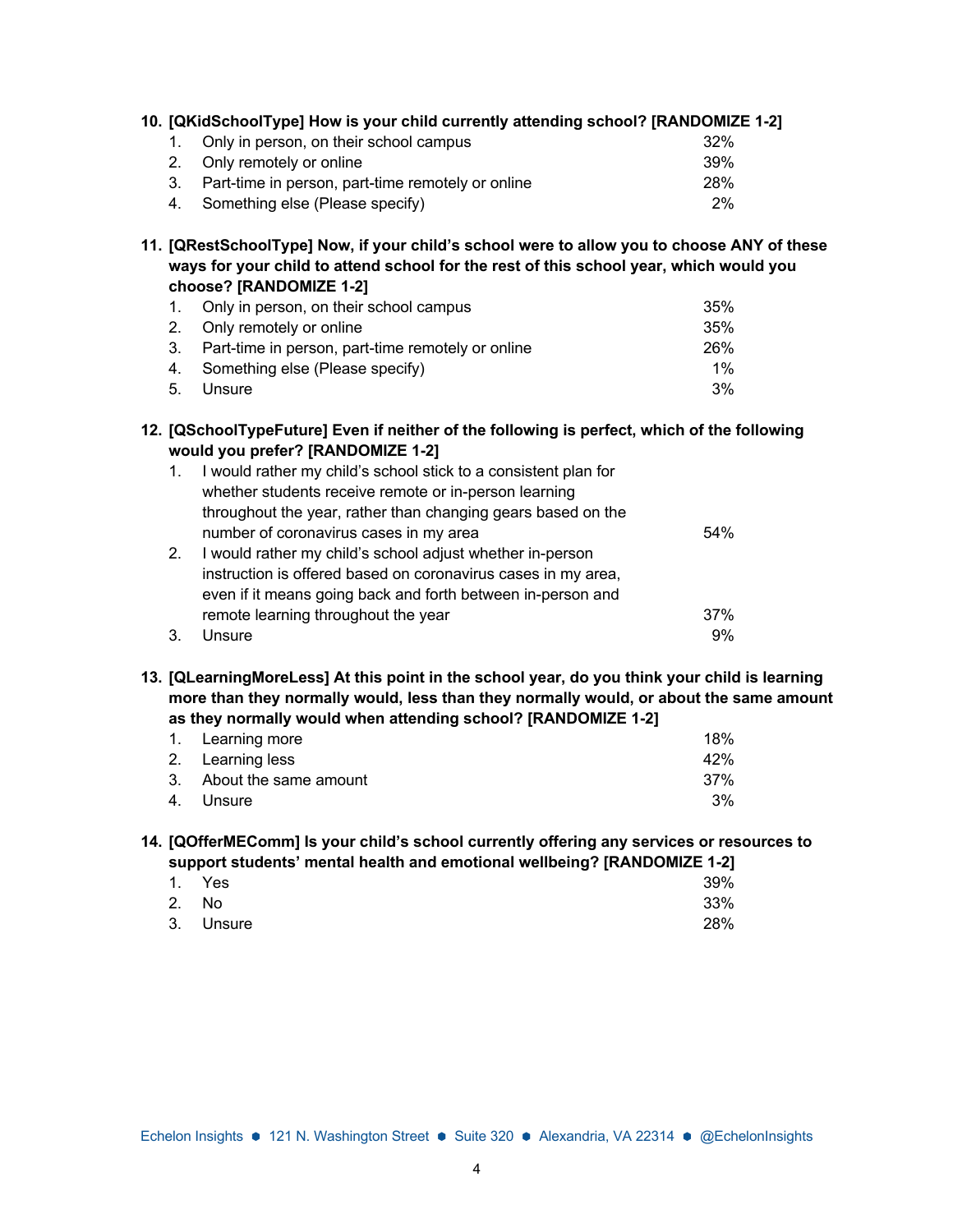**10. [QKidSchoolType] How is your child currently attending school? [RANDOMIZE 1-2]**

| | | |
|---|---|---|
| 1. | Only in person, on their school campus | 32% |
| 2. | Only remotely or online | 39% |
| 3. | Part-time in person, part-time remotely or online | 28% |
| 4. | Something else (Please specify) | 2% |

**11. [QRestSchoolType] Now, if your child's school were to allow you to choose ANY of these ways for your child to attend school for the rest of this school year, which would you choose? [RANDOMIZE 1-2]**

| | | |
|---|---|---|
| 1. | Only in person, on their school campus | 35% |
| 2. | Only remotely or online | 35% |
| 3. | Part-time in person, part-time remotely or online | 26% |
| 4. | Something else (Please specify) | 1% |
| 5. | Unsure | 3% |

**12. [QSchoolTypeFuture] Even if neither of the following is perfect, which of the following would you prefer? [RANDOMIZE 1-2]**

| | | |
|---|---|---|
| 1. | I would rather my child's school stick to a consistent plan for whether students receive remote or in-person learning throughout the year, rather than changing gears based on the number of coronavirus cases in my area | 54% |
| 2. | I would rather my child's school adjust whether in-person instruction is offered based on coronavirus cases in my area, even if it means going back and forth between in-person and remote learning throughout the year | 37% |
| 3. | Unsure | 9% |

**13. [QLearningMoreLess] At this point in the school year, do you think your child is learning more than they normally would, less than they normally would, or about the same amount as they normally would when attending school? [RANDOMIZE 1-2]**

| | | |
|---|---|---|
| 1. | Learning more | 18% |
| 2. | Learning less | 42% |
| 3. | About the same amount | 37% |
| 4. | Unsure | 3% |

**14. [QOfferMEComm] Is your child's school currently offering any services or resources to support students' mental health and emotional wellbeing? [RANDOMIZE 1-2]**

| | | |
|---|---|---|
| 1. | Yes | 39% |
| 2. | No | 33% |
| 3. | Unsure | 28% |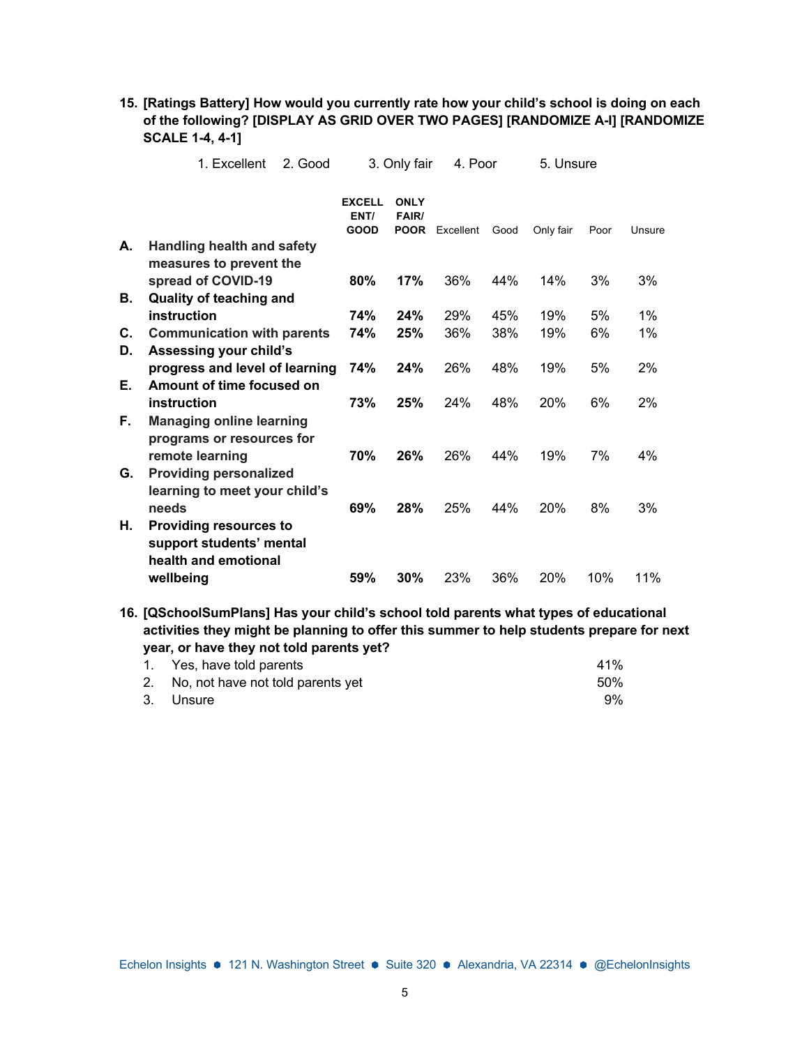**15. [Ratings Battery] How would you currently rate how your child's school is doing on each of the following? [DISPLAY AS GRID OVER TWO PAGES] [RANDOMIZE A-I] [RANDOMIZE SCALE 1-4, 4-1]**

1. Excellent 2. Good 3. Only fair 4. Poor 5. Unsure

| | | EXCELLENT/ GOOD | ONLY FAIR/ POOR | Excellent | Good | Only fair | Poor | Unsure |
|---|---|---|---|---|---|---|---|---|
| **A.** | **Handling health and safety measures to prevent the spread of COVID-19** | **80%** | **17%** | 36% | 44% | 14% | 3% | 3% |
| **B.** | **Quality of teaching and instruction** | **74%** | **24%** | 29% | 45% | 19% | 5% | 1% |
| **C.** | **Communication with parents** | **74%** | **25%** | 36% | 38% | 19% | 6% | 1% |
| **D.** | **Assessing your child's progress and level of learning** | **74%** | **24%** | 26% | 48% | 19% | 5% | 2% |
| **E.** | **Amount of time focused on instruction** | **73%** | **25%** | 24% | 48% | 20% | 6% | 2% |
| **F.** | **Managing online learning programs or resources for remote learning** | **70%** | **26%** | 26% | 44% | 19% | 7% | 4% |
| **G.** | **Providing personalized learning to meet your child's needs** | **69%** | **28%** | 25% | 44% | 20% | 8% | 3% |
| **H.** | **Providing resources to support students' mental health and emotional wellbeing** | **59%** | **30%** | 23% | 36% | 20% | 10% | 11% |

**16. [QSchoolSumPlans] Has your child's school told parents what types of educational activities they might be planning to offer this summer to help students prepare for next year, or have they not told parents yet?**

| | | |
|---|---|---|
| 1. | Yes, have told parents | 41% |
| 2. | No, not have not told parents yet | 50% |
| 3. | Unsure | 9% |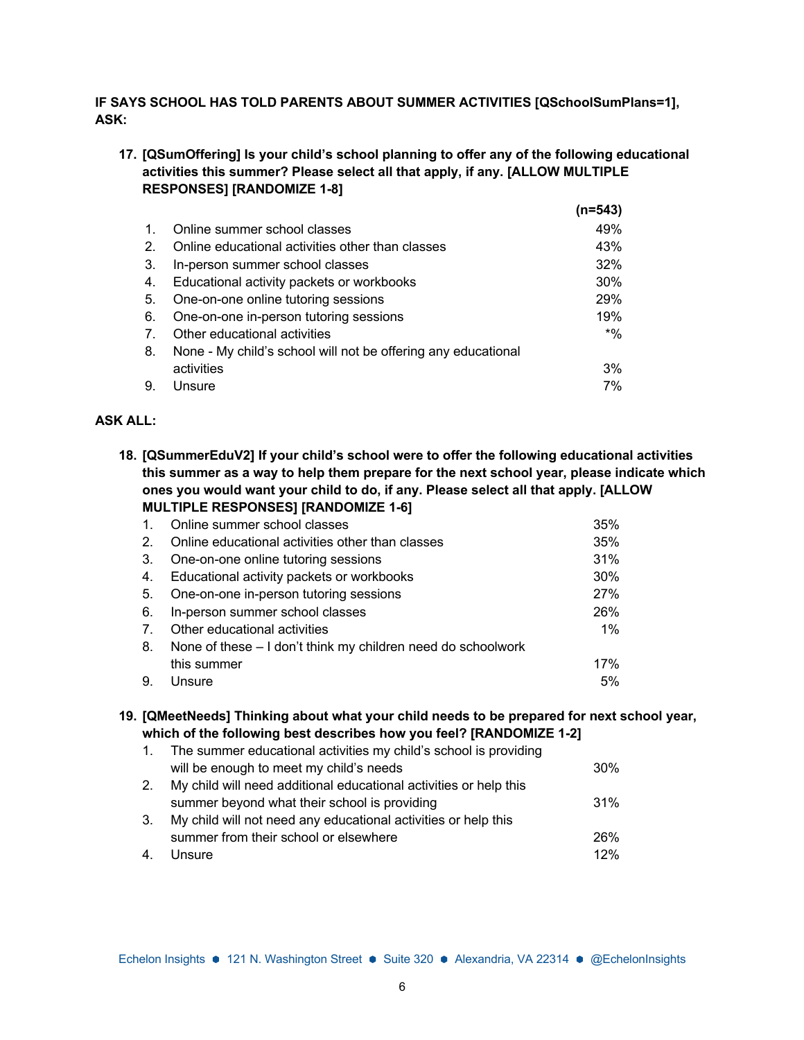**IF SAYS SCHOOL HAS TOLD PARENTS ABOUT SUMMER ACTIVITIES [QSchoolSumPlans=1], ASK:**

**17. [QSumOffering] Is your child's school planning to offer any of the following educational activities this summer? Please select all that apply, if any. [ALLOW MULTIPLE RESPONSES] [RANDOMIZE 1-8]**

| | | (n=543) |
|---|---|---|
| 1. | Online summer school classes | 49% |
| 2. | Online educational activities other than classes | 43% |
| 3. | In-person summer school classes | 32% |
| 4. | Educational activity packets or workbooks | 30% |
| 5. | One-on-one online tutoring sessions | 29% |
| 6. | One-on-one in-person tutoring sessions | 19% |
| 7. | Other educational activities | *% |
| 8. | None - My child's school will not be offering any educational activities | 3% |
| 9. | Unsure | 7% |

**ASK ALL:**

**18. [QSummerEduV2] If your child's school were to offer the following educational activities this summer as a way to help them prepare for the next school year, please indicate which ones you would want your child to do, if any. Please select all that apply. [ALLOW MULTIPLE RESPONSES] [RANDOMIZE 1-6]**

| | | |
|---|---|---|
| 1. | Online summer school classes | 35% |
| 2. | Online educational activities other than classes | 35% |
| 3. | One-on-one online tutoring sessions | 31% |
| 4. | Educational activity packets or workbooks | 30% |
| 5. | One-on-one in-person tutoring sessions | 27% |
| 6. | In-person summer school classes | 26% |
| 7. | Other educational activities | 1% |
| 8. | None of these – I don't think my children need do schoolwork this summer | 17% |
| 9. | Unsure | 5% |

**19. [QMeetNeeds] Thinking about what your child needs to be prepared for next school year, which of the following best describes how you feel? [RANDOMIZE 1-2]**

| | | |
|---|---|---|
| 1. | The summer educational activities my child's school is providing will be enough to meet my child's needs | 30% |
| 2. | My child will need additional educational activities or help this summer beyond what their school is providing | 31% |
| 3. | My child will not need any educational activities or help this summer from their school or elsewhere | 26% |
| 4. | Unsure | 12% |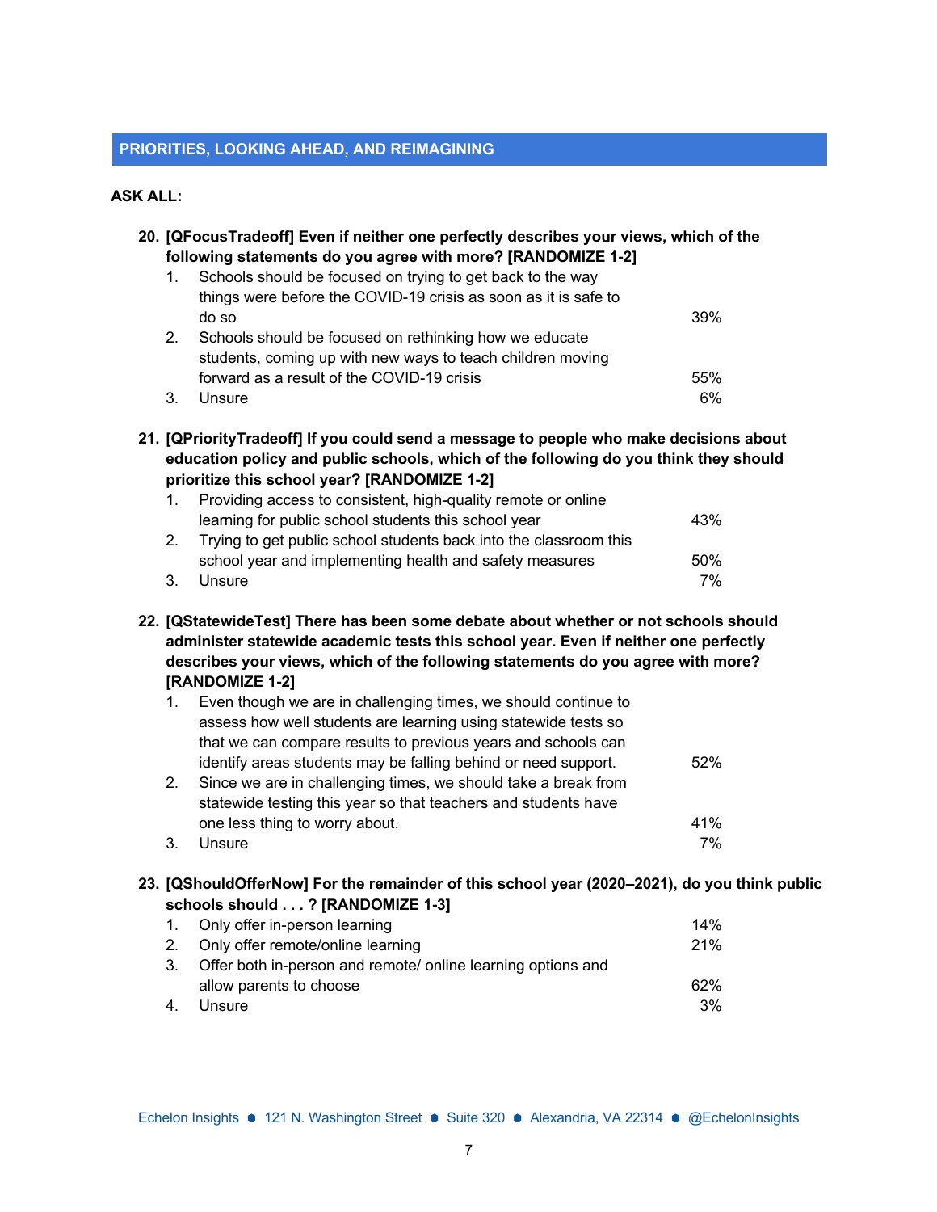## PRIORITIES, LOOKING AHEAD, AND REIMAGINING

**ASK ALL:**

**20. [QFocusTradeoff] Even if neither one perfectly describes your views, which of the following statements do you agree with more? [RANDOMIZE 1-2]**

| | | |
|---|---|---|
| 1. | Schools should be focused on trying to get back to the way things were before the COVID-19 crisis as soon as it is safe to do so | 39% |
| 2. | Schools should be focused on rethinking how we educate students, coming up with new ways to teach children moving forward as a result of the COVID-19 crisis | 55% |
| 3. | Unsure | 6% |

**21. [QPriorityTradeoff] If you could send a message to people who make decisions about education policy and public schools, which of the following do you think they should prioritize this school year? [RANDOMIZE 1-2]**

| | | |
|---|---|---|
| 1. | Providing access to consistent, high-quality remote or online learning for public school students this school year | 43% |
| 2. | Trying to get public school students back into the classroom this school year and implementing health and safety measures | 50% |
| 3. | Unsure | 7% |

**22. [QStatewideTest] There has been some debate about whether or not schools should administer statewide academic tests this school year. Even if neither one perfectly describes your views, which of the following statements do you agree with more? [RANDOMIZE 1-2]**

| | | |
|---|---|---|
| 1. | Even though we are in challenging times, we should continue to assess how well students are learning using statewide tests so that we can compare results to previous years and schools can identify areas students may be falling behind or need support. | 52% |
| 2. | Since we are in challenging times, we should take a break from statewide testing this year so that teachers and students have one less thing to worry about. | 41% |
| 3. | Unsure | 7% |

**23. [QShouldOfferNow] For the remainder of this school year (2020–2021), do you think public schools should . . . ? [RANDOMIZE 1-3]**

| | | |
|---|---|---|
| 1. | Only offer in-person learning | 14% |
| 2. | Only offer remote/online learning | 21% |
| 3. | Offer both in-person and remote/ online learning options and allow parents to choose | 62% |
| 4. | Unsure | 3% |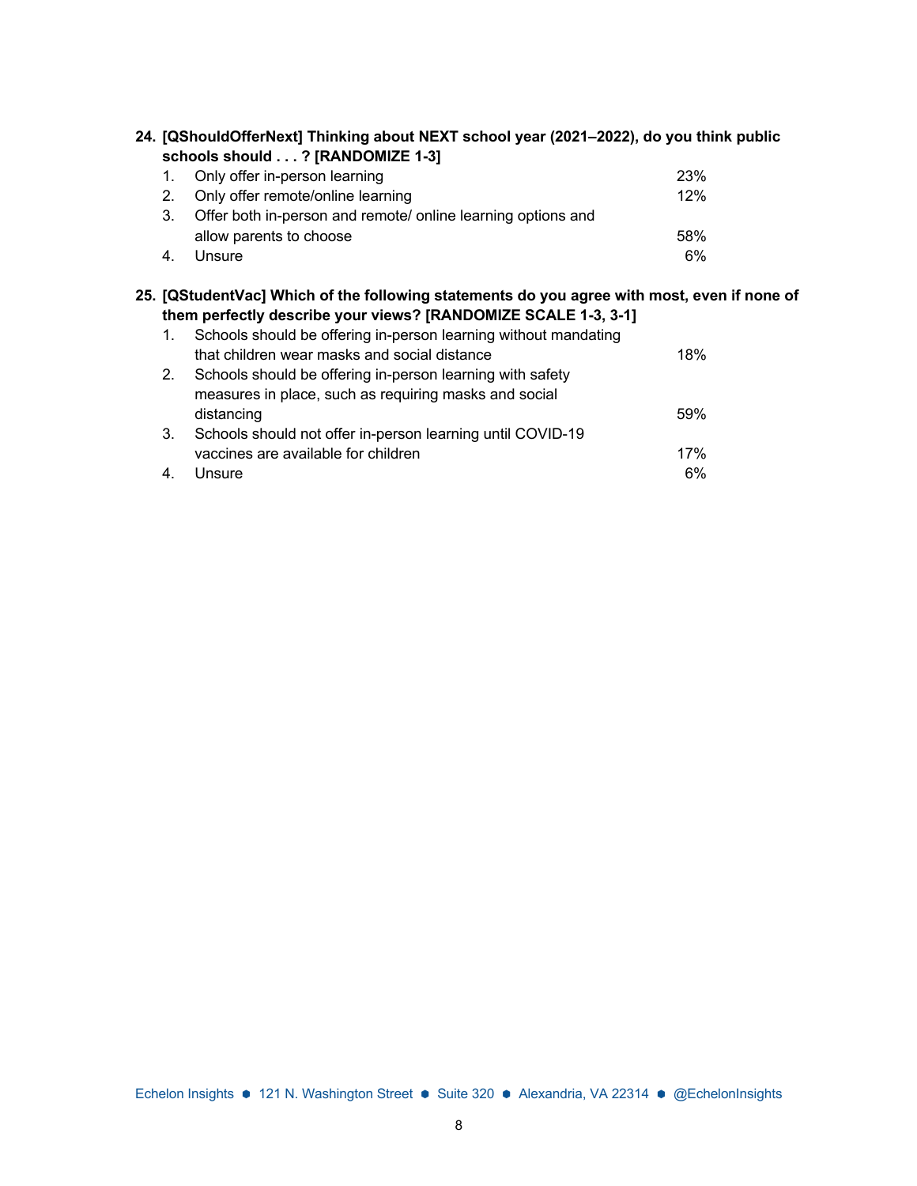**24. [QShouldOfferNext] Thinking about NEXT school year (2021–2022), do you think public schools should . . . ? [RANDOMIZE 1-3]**

| | | |
|---|---|---|
| 1. | Only offer in-person learning | 23% |
| 2. | Only offer remote/online learning | 12% |
| 3. | Offer both in-person and remote/ online learning options and allow parents to choose | 58% |
| 4. | Unsure | 6% |

**25. [QStudentVac] Which of the following statements do you agree with most, even if none of them perfectly describe your views? [RANDOMIZE SCALE 1-3, 3-1]**

| | | |
|---|---|---|
| 1. | Schools should be offering in-person learning without mandating that children wear masks and social distance | 18% |
| 2. | Schools should be offering in-person learning with safety measures in place, such as requiring masks and social distancing | 59% |
| 3. | Schools should not offer in-person learning until COVID-19 vaccines are available for children | 17% |
| 4. | Unsure | 6% |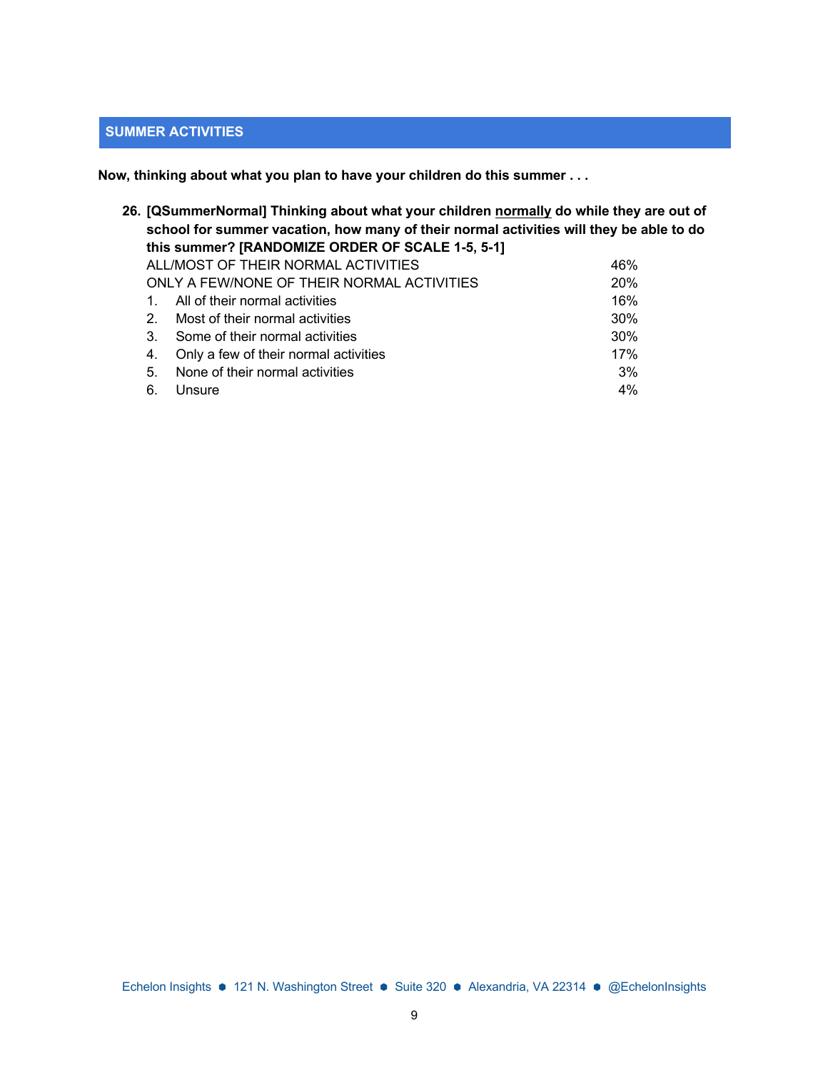## SUMMER ACTIVITIES

**Now, thinking about what you plan to have your children do this summer . . .**

**26. [QSummerNormal] Thinking about what your children <u>normally</u> do while they are out of school for summer vacation, how many of their normal activities will they be able to do this summer? [RANDOMIZE ORDER OF SCALE 1-5, 5-1]**

| | |
|---|---|
| ALL/MOST OF THEIR NORMAL ACTIVITIES | 46% |
| ONLY A FEW/NONE OF THEIR NORMAL ACTIVITIES | 20% |
| 1. All of their normal activities | 16% |
| 2. Most of their normal activities | 30% |
| 3. Some of their normal activities | 30% |
| 4. Only a few of their normal activities | 17% |
| 5. None of their normal activities | 3% |
| 6. Unsure | 4% |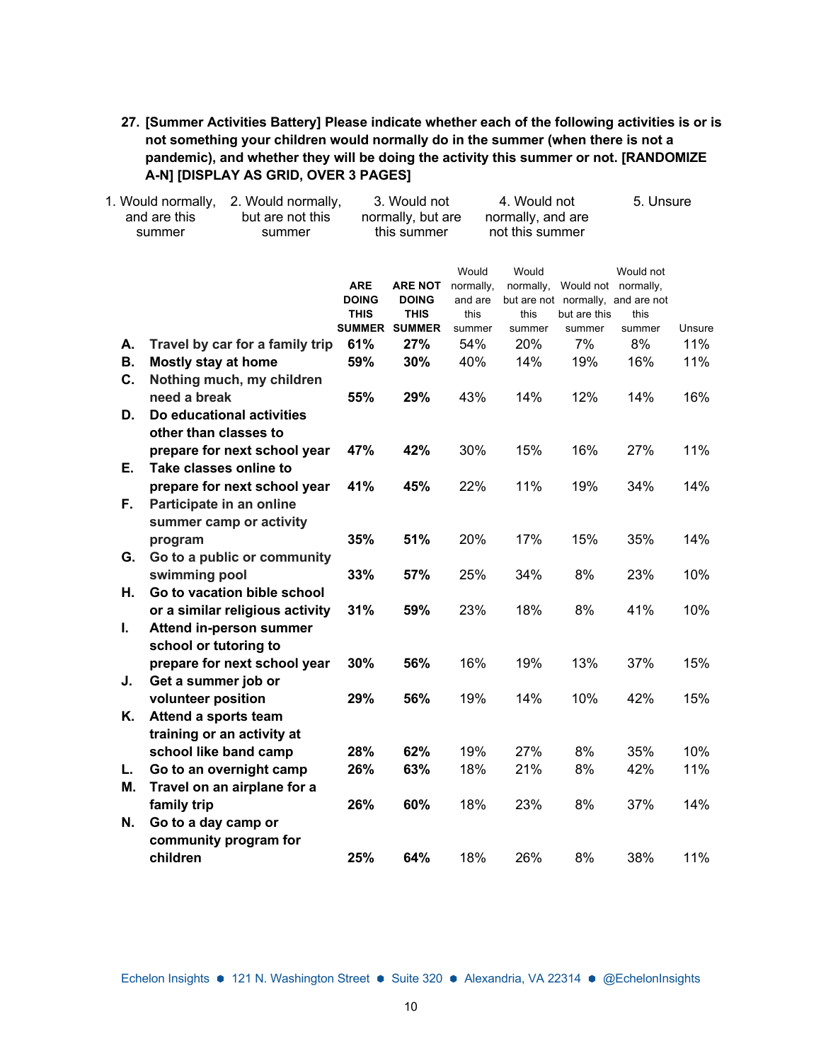**27. [Summer Activities Battery] Please indicate whether each of the following activities is or is not something your children would normally do in the summer (when there is not a pandemic), and whether they will be doing the activity this summer or not. [RANDOMIZE A-N] [DISPLAY AS GRID, OVER 3 PAGES]**

1. Would normally, and are this summer
2. Would normally, but are not this summer
3. Would not normally, but are this summer
4. Would not normally, and are not this summer
5. Unsure

| | | **ARE DOING THIS SUMMER** | **ARE NOT DOING THIS SUMMER** | Would normally, and are this summer | Would normally, but are not this summer | Would not normally, but are this summer | Would not normally, and are not this summer | Unsure |
|---|---|---|---|---|---|---|---|---|
| **A.** | **Travel by car for a family trip** | **61%** | **27%** | 54% | 20% | 7% | 8% | 11% |
| **B.** | **Mostly stay at home** | **59%** | **30%** | 40% | 14% | 19% | 16% | 11% |
| **C.** | **Nothing much, my children need a break** | **55%** | **29%** | 43% | 14% | 12% | 14% | 16% |
| **D.** | **Do educational activities other than classes to prepare for next school year** | **47%** | **42%** | 30% | 15% | 16% | 27% | 11% |
| **E.** | **Take classes online to prepare for next school year** | **41%** | **45%** | 22% | 11% | 19% | 34% | 14% |
| **F.** | **Participate in an online summer camp or activity program** | **35%** | **51%** | 20% | 17% | 15% | 35% | 14% |
| **G.** | **Go to a public or community swimming pool** | **33%** | **57%** | 25% | 34% | 8% | 23% | 10% |
| **H.** | **Go to vacation bible school or a similar religious activity** | **31%** | **59%** | 23% | 18% | 8% | 41% | 10% |
| **I.** | **Attend in-person summer school or tutoring to prepare for next school year** | **30%** | **56%** | 16% | 19% | 13% | 37% | 15% |
| **J.** | **Get a summer job or volunteer position** | **29%** | **56%** | 19% | 14% | 10% | 42% | 15% |
| **K.** | **Attend a sports team training or an activity at school like band camp** | **28%** | **62%** | 19% | 27% | 8% | 35% | 10% |
| **L.** | **Go to an overnight camp** | **26%** | **63%** | 18% | 21% | 8% | 42% | 11% |
| **M.** | **Travel on an airplane for a family trip** | **26%** | **60%** | 18% | 23% | 8% | 37% | 14% |
| **N.** | **Go to a day camp or community program for children** | **25%** | **64%** | 18% | 26% | 8% | 38% | 11% |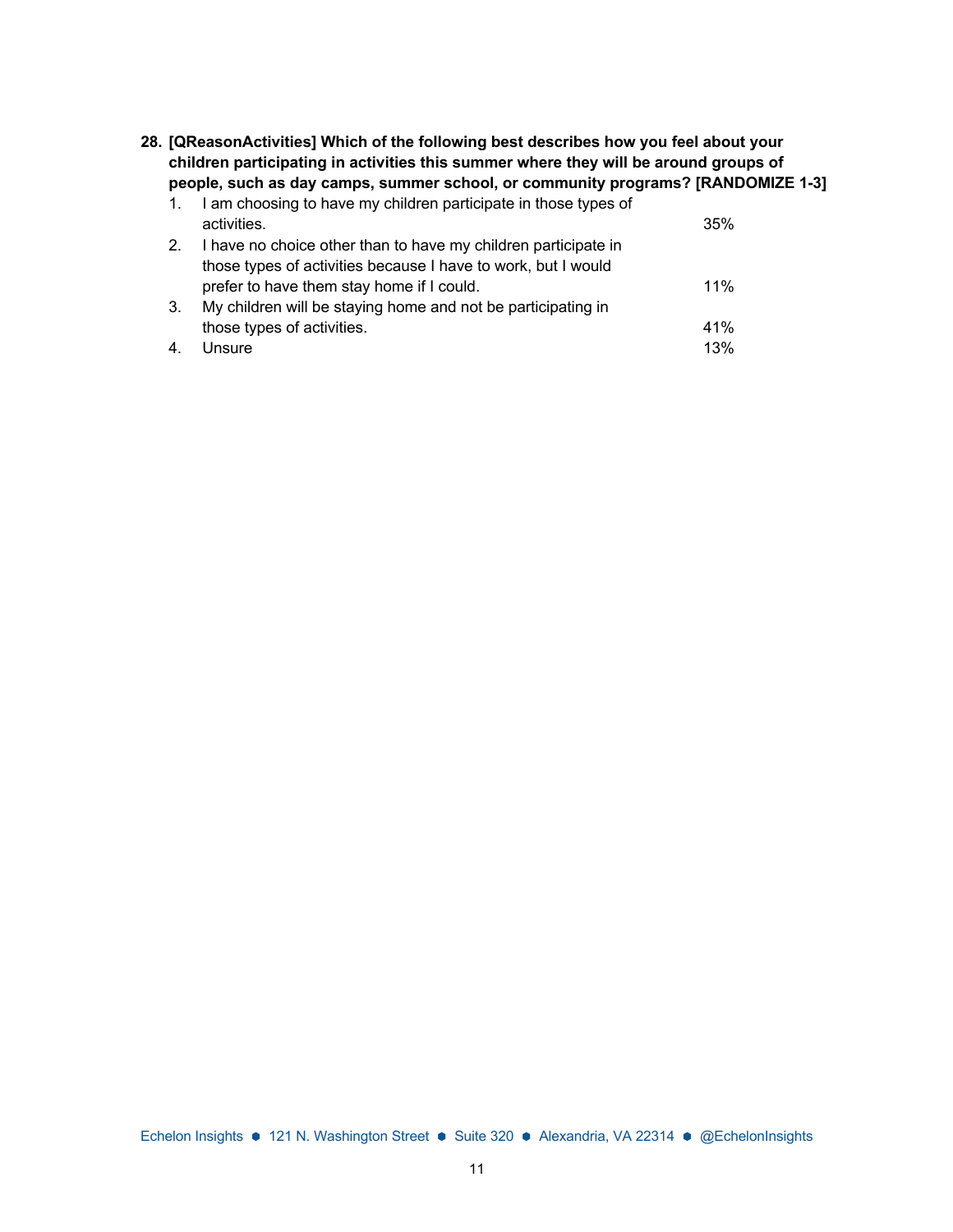**28. [QReasonActivities] Which of the following best describes how you feel about your children participating in activities this summer where they will be around groups of people, such as day camps, summer school, or community programs? [RANDOMIZE 1-3]**

| | | |
|---|---|---|
| 1. | I am choosing to have my children participate in those types of activities. | 35% |
| 2. | I have no choice other than to have my children participate in those types of activities because I have to work, but I would prefer to have them stay home if I could. | 11% |
| 3. | My children will be staying home and not be participating in those types of activities. | 41% |
| 4. | Unsure | 13% |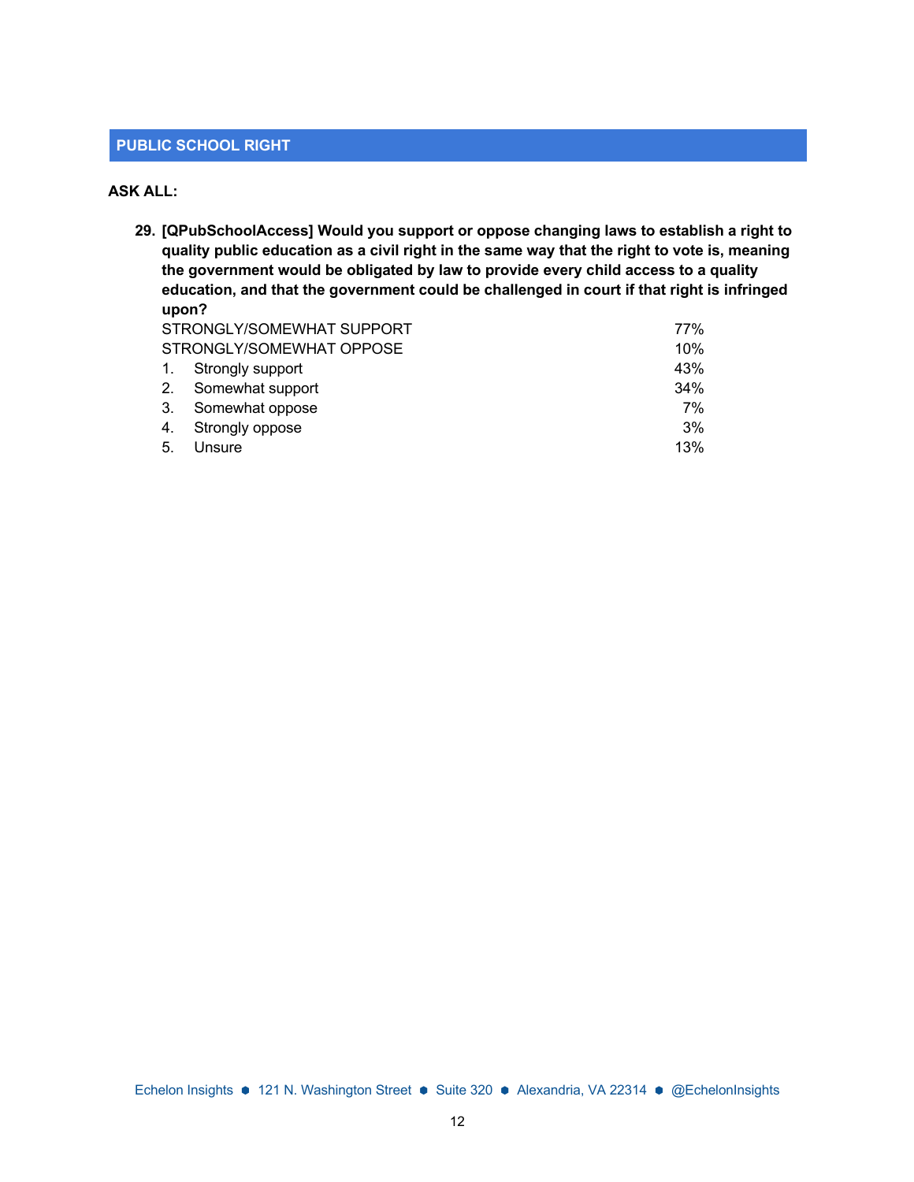## PUBLIC SCHOOL RIGHT

**ASK ALL:**

**29. [QPubSchoolAccess] Would you support or oppose changing laws to establish a right to quality public education as a civil right in the same way that the right to vote is, meaning the government would be obligated by law to provide every child access to a quality education, and that the government could be challenged in court if that right is infringed upon?**

| | |
|---|---|
| STRONGLY/SOMEWHAT SUPPORT | 77% |
| STRONGLY/SOMEWHAT OPPOSE | 10% |
| 1. Strongly support | 43% |
| 2. Somewhat support | 34% |
| 3. Somewhat oppose | 7% |
| 4. Strongly oppose | 3% |
| 5. Unsure | 13% |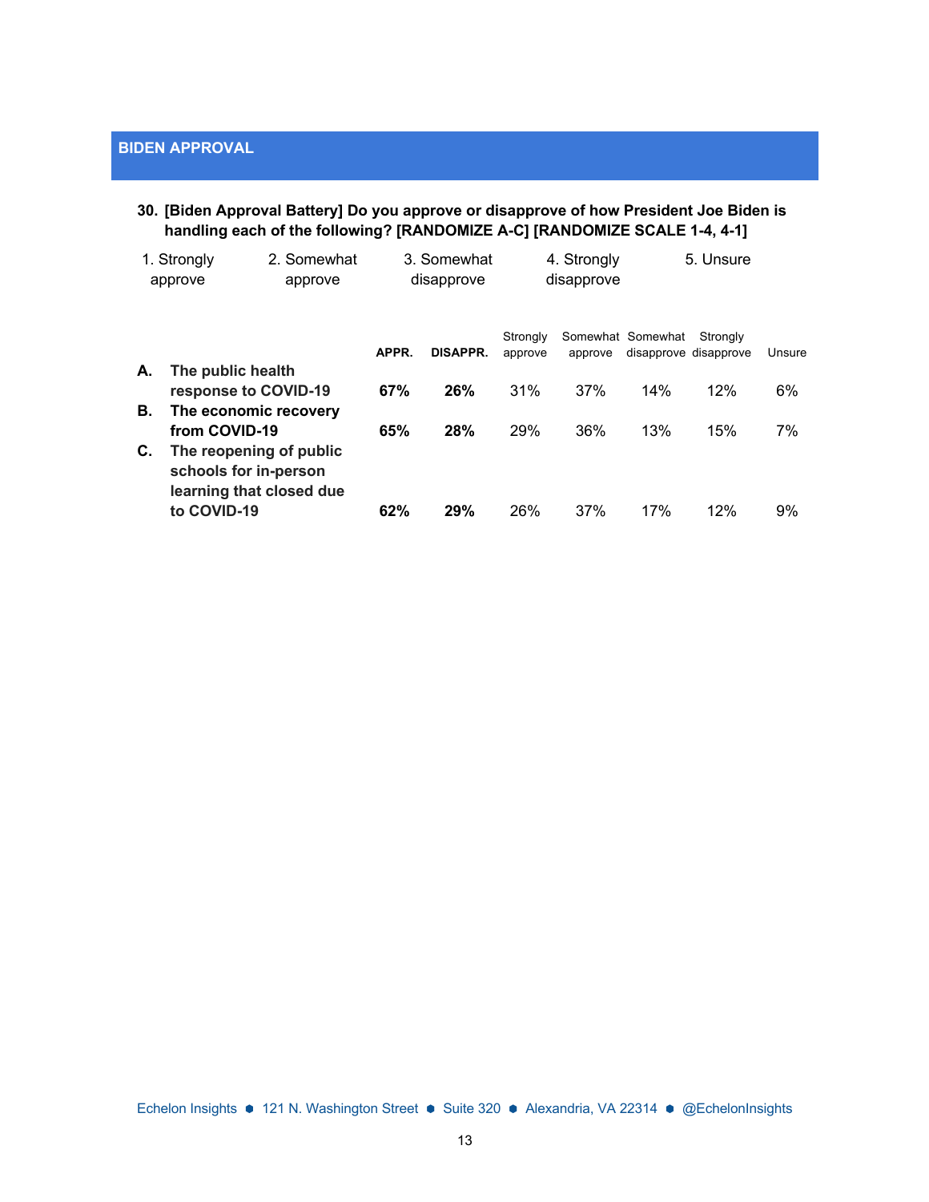## BIDEN APPROVAL

**30. [Biden Approval Battery] Do you approve or disapprove of how President Joe Biden is handling each of the following? [RANDOMIZE A-C] [RANDOMIZE SCALE 1-4, 4-1]**

1. Strongly approve
2. Somewhat approve
3. Somewhat disapprove
4. Strongly disapprove
5. Unsure

| | | APPR. | DISAPPR. | Strongly approve | Somewhat approve | Somewhat disapprove | Strongly disapprove | Unsure |
|---|---|---|---|---|---|---|---|---|
| **A.** | **The public health response to COVID-19** | **67%** | **26%** | 31% | 37% | 14% | 12% | 6% |
| **B.** | **The economic recovery from COVID-19** | **65%** | **28%** | 29% | 36% | 13% | 15% | 7% |
| **C.** | **The reopening of public schools for in-person learning that closed due to COVID-19** | **62%** | **29%** | 26% | 37% | 17% | 12% | 9% |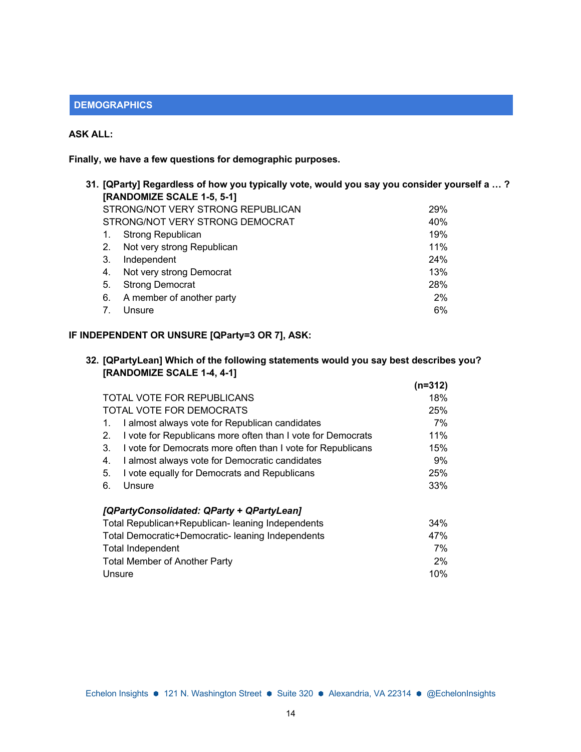## DEMOGRAPHICS

**ASK ALL:**

**Finally, we have a few questions for demographic purposes.**

**31. [QParty] Regardless of how you typically vote, would you say you consider yourself a … ? [RANDOMIZE SCALE 1-5, 5-1]**

| | |
|---|---|
| STRONG/NOT VERY STRONG REPUBLICAN | 29% |
| STRONG/NOT VERY STRONG DEMOCRAT | 40% |
| 1. Strong Republican | 19% |
| 2. Not very strong Republican | 11% |
| 3. Independent | 24% |
| 4. Not very strong Democrat | 13% |
| 5. Strong Democrat | 28% |
| 6. A member of another party | 2% |
| 7. Unsure | 6% |

**IF INDEPENDENT OR UNSURE [QParty=3 OR 7], ASK:**

**32. [QPartyLean] Which of the following statements would you say best describes you? [RANDOMIZE SCALE 1-4, 4-1]**

| | **(n=312)** |
|---|---|
| TOTAL VOTE FOR REPUBLICANS | 18% |
| TOTAL VOTE FOR DEMOCRATS | 25% |
| 1. I almost always vote for Republican candidates | 7% |
| 2. I vote for Republicans more often than I vote for Democrats | 11% |
| 3. I vote for Democrats more often than I vote for Republicans | 15% |
| 4. I almost always vote for Democratic candidates | 9% |
| 5. I vote equally for Democrats and Republicans | 25% |
| 6. Unsure | 33% |

***[QPartyConsolidated: QParty + QPartyLean]***

| | |
|---|---|
| Total Republican+Republican- leaning Independents | 34% |
| Total Democratic+Democratic- leaning Independents | 47% |
| Total Independent | 7% |
| Total Member of Another Party | 2% |
| Unsure | 10% |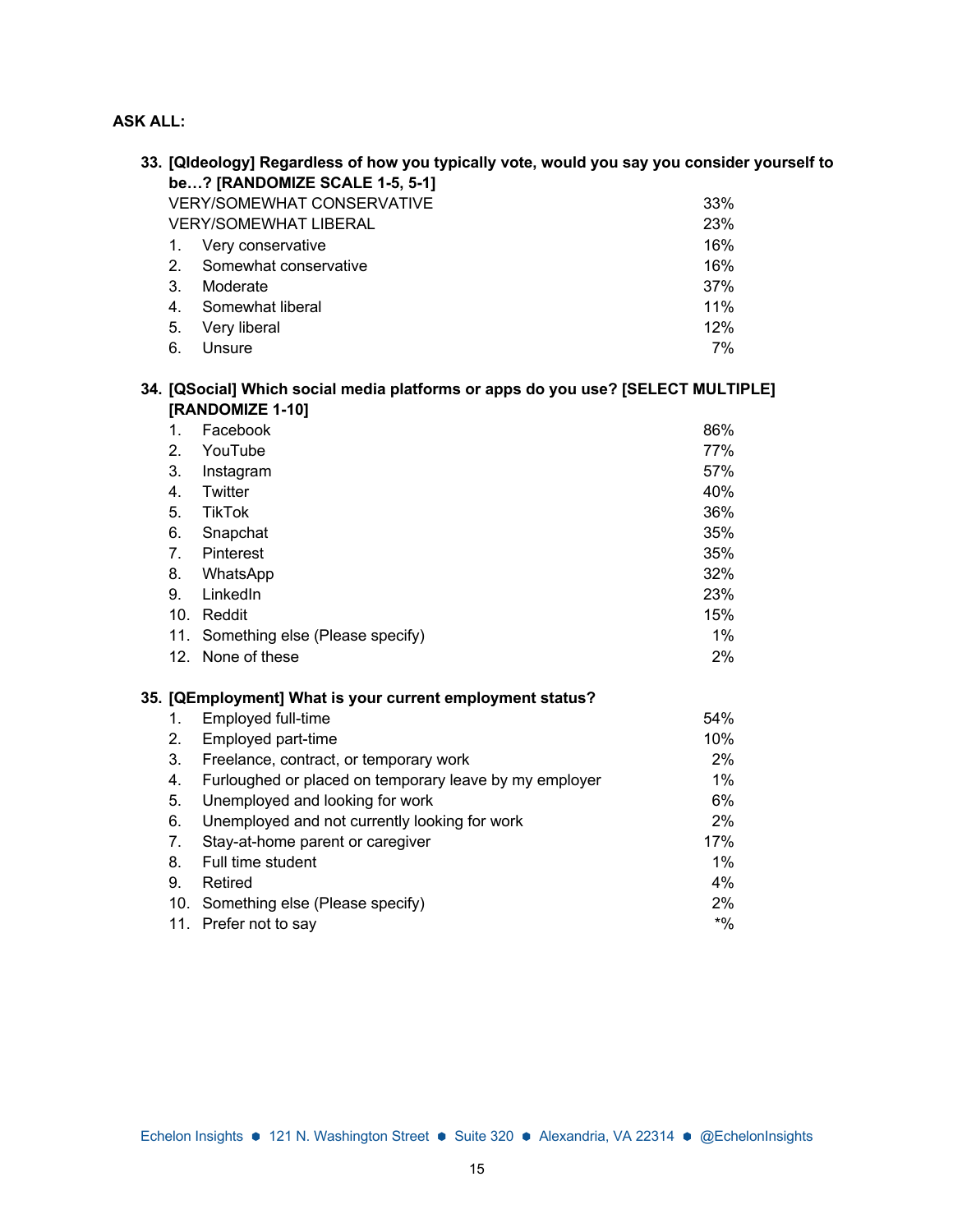**ASK ALL:**

**33. [QIdeology] Regardless of how you typically vote, would you say you consider yourself to be…? [RANDOMIZE SCALE 1-5, 5-1]**

| | |
|---|---|
| VERY/SOMEWHAT CONSERVATIVE | 33% |
| VERY/SOMEWHAT LIBERAL | 23% |
| 1. Very conservative | 16% |
| 2. Somewhat conservative | 16% |
| 3. Moderate | 37% |
| 4. Somewhat liberal | 11% |
| 5. Very liberal | 12% |
| 6. Unsure | 7% |

**34. [QSocial] Which social media platforms or apps do you use? [SELECT MULTIPLE] [RANDOMIZE 1-10]**

| | |
|---|---|
| 1. Facebook | 86% |
| 2. YouTube | 77% |
| 3. Instagram | 57% |
| 4. Twitter | 40% |
| 5. TikTok | 36% |
| 6. Snapchat | 35% |
| 7. Pinterest | 35% |
| 8. WhatsApp | 32% |
| 9. LinkedIn | 23% |
| 10. Reddit | 15% |
| 11. Something else (Please specify) | 1% |
| 12. None of these | 2% |

**35. [QEmployment] What is your current employment status?**

| | |
|---|---|
| 1. Employed full-time | 54% |
| 2. Employed part-time | 10% |
| 3. Freelance, contract, or temporary work | 2% |
| 4. Furloughed or placed on temporary leave by my employer | 1% |
| 5. Unemployed and looking for work | 6% |
| 6. Unemployed and not currently looking for work | 2% |
| 7. Stay-at-home parent or caregiver | 17% |
| 8. Full time student | 1% |
| 9. Retired | 4% |
| 10. Something else (Please specify) | 2% |
| 11. Prefer not to say | *% |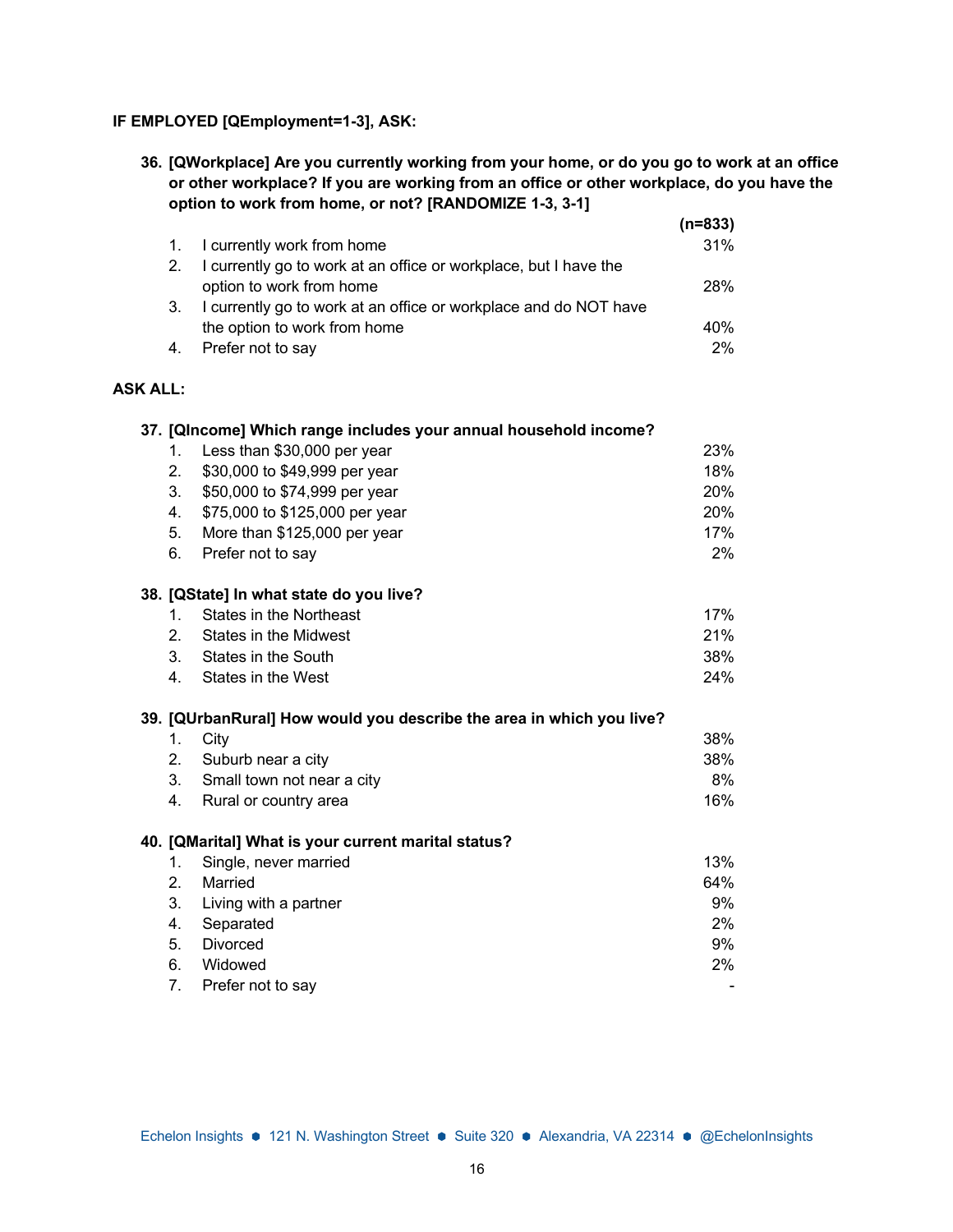**IF EMPLOYED [QEmployment=1-3], ASK:**

**36. [QWorkplace] Are you currently working from your home, or do you go to work at an office or other workplace? If you are working from an office or other workplace, do you have the option to work from home, or not? [RANDOMIZE 1-3, 3-1]**

| | | (n=833) |
|---|---|---|
| 1. | I currently work from home | 31% |
| 2. | I currently go to work at an office or workplace, but I have the option to work from home | 28% |
| 3. | I currently go to work at an office or workplace and do NOT have the option to work from home | 40% |
| 4. | Prefer not to say | 2% |

**ASK ALL:**

**37. [QIncome] Which range includes your annual household income?**

| | | |
|---|---|---|
| 1. | Less than $30,000 per year | 23% |
| 2. | $30,000 to $49,999 per year | 18% |
| 3. | $50,000 to $74,999 per year | 20% |
| 4. | $75,000 to $125,000 per year | 20% |
| 5. | More than $125,000 per year | 17% |
| 6. | Prefer not to say | 2% |

**38. [QState] In what state do you live?**

| | | |
|---|---|---|
| 1. | States in the Northeast | 17% |
| 2. | States in the Midwest | 21% |
| 3. | States in the South | 38% |
| 4. | States in the West | 24% |

**39. [QUrbanRural] How would you describe the area in which you live?**

| | | |
|---|---|---|
| 1. | City | 38% |
| 2. | Suburb near a city | 38% |
| 3. | Small town not near a city | 8% |
| 4. | Rural or country area | 16% |

**40. [QMarital] What is your current marital status?**

| | | |
|---|---|---|
| 1. | Single, never married | 13% |
| 2. | Married | 64% |
| 3. | Living with a partner | 9% |
| 4. | Separated | 2% |
| 5. | Divorced | 9% |
| 6. | Widowed | 2% |
| 7. | Prefer not to say | - |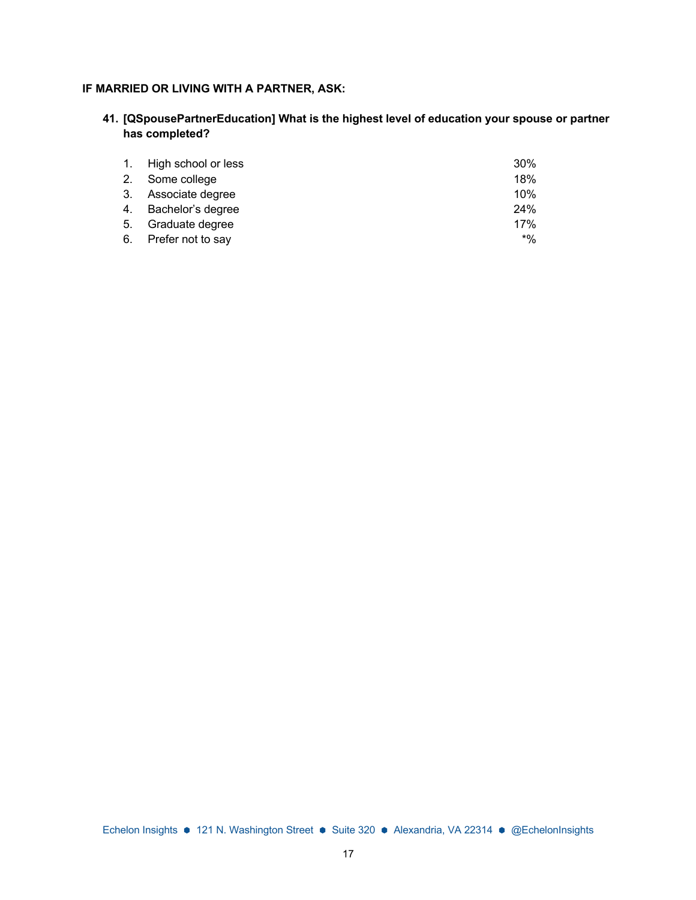**IF MARRIED OR LIVING WITH A PARTNER, ASK:**

**41. [QSpousePartnerEducation] What is the highest level of education your spouse or partner has completed?**

| | | |
|---|---|---|
| 1. | High school or less | 30% |
| 2. | Some college | 18% |
| 3. | Associate degree | 10% |
| 4. | Bachelor's degree | 24% |
| 5. | Graduate degree | 17% |
| 6. | Prefer not to say | *% |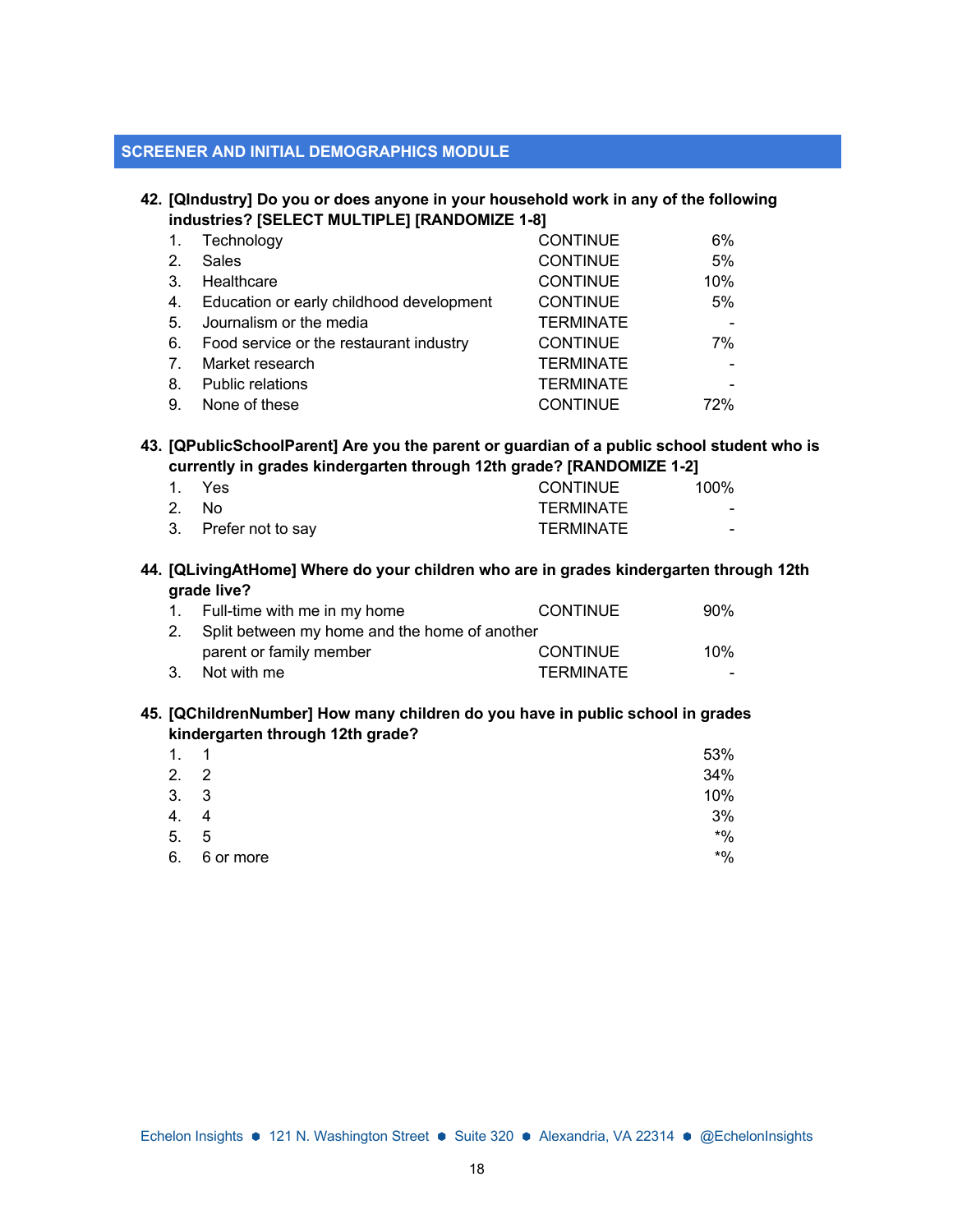## SCREENER AND INITIAL DEMOGRAPHICS MODULE

**42. [QIndustry] Do you or does anyone in your household work in any of the following industries? [SELECT MULTIPLE] [RANDOMIZE 1-8]**

| | | | |
|---|---|---|---|
| 1. | Technology | CONTINUE | 6% |
| 2. | Sales | CONTINUE | 5% |
| 3. | Healthcare | CONTINUE | 10% |
| 4. | Education or early childhood development | CONTINUE | 5% |
| 5. | Journalism or the media | TERMINATE | - |
| 6. | Food service or the restaurant industry | CONTINUE | 7% |
| 7. | Market research | TERMINATE | - |
| 8. | Public relations | TERMINATE | - |
| 9. | None of these | CONTINUE | 72% |

**43. [QPublicSchoolParent] Are you the parent or guardian of a public school student who is currently in grades kindergarten through 12th grade? [RANDOMIZE 1-2]**

| | | | |
|---|---|---|---|
| 1. | Yes | CONTINUE | 100% |
| 2. | No | TERMINATE | - |
| 3. | Prefer not to say | TERMINATE | - |

**44. [QLivingAtHome] Where do your children who are in grades kindergarten through 12th grade live?**

| | | | |
|---|---|---|---|
| 1. | Full-time with me in my home | CONTINUE | 90% |
| 2. | Split between my home and the home of another parent or family member | CONTINUE | 10% |
| 3. | Not with me | TERMINATE | - |

**45. [QChildrenNumber] How many children do you have in public school in grades kindergarten through 12th grade?**

| | | |
|---|---|---|
| 1. | 1 | 53% |
| 2. | 2 | 34% |
| 3. | 3 | 10% |
| 4. | 4 | 3% |
| 5. | 5 | *% |
| 6. | 6 or more | *% |

Echelon Insights ● 121 N. Washington Street ● Suite 320 ● Alexandria, VA 22314 ● @EchelonInsights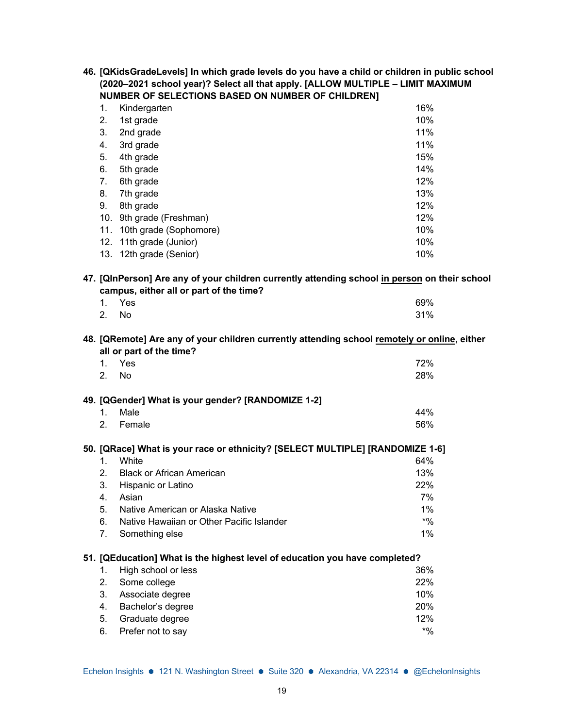**46. [QKidsGradeLevels] In which grade levels do you have a child or children in public school (2020–2021 school year)? Select all that apply. [ALLOW MULTIPLE – LIMIT MAXIMUM NUMBER OF SELECTIONS BASED ON NUMBER OF CHILDREN]**

| | | |
|---|---|---|
| 1. | Kindergarten | 16% |
| 2. | 1st grade | 10% |
| 3. | 2nd grade | 11% |
| 4. | 3rd grade | 11% |
| 5. | 4th grade | 15% |
| 6. | 5th grade | 14% |
| 7. | 6th grade | 12% |
| 8. | 7th grade | 13% |
| 9. | 8th grade | 12% |
| 10. | 9th grade (Freshman) | 12% |
| 11. | 10th grade (Sophomore) | 10% |
| 12. | 11th grade (Junior) | 10% |
| 13. | 12th grade (Senior) | 10% |

**47. [QInPerson] Are any of your children currently attending school <u>in person</u> on their school campus, either all or part of the time?**

| | | |
|---|---|---|
| 1. | Yes | 69% |
| 2. | No | 31% |

**48. [QRemote] Are any of your children currently attending school <u>remotely or online</u>, either all or part of the time?**

| | | |
|---|---|---|
| 1. | Yes | 72% |
| 2. | No | 28% |

**49. [QGender] What is your gender? [RANDOMIZE 1-2]**

| | | |
|---|---|---|
| 1. | Male | 44% |
| 2. | Female | 56% |

**50. [QRace] What is your race or ethnicity? [SELECT MULTIPLE] [RANDOMIZE 1-6]**

| | | |
|---|---|---|
| 1. | White | 64% |
| 2. | Black or African American | 13% |
| 3. | Hispanic or Latino | 22% |
| 4. | Asian | 7% |
| 5. | Native American or Alaska Native | 1% |
| 6. | Native Hawaiian or Other Pacific Islander | *% |
| 7. | Something else | 1% |

**51. [QEducation] What is the highest level of education you have completed?**

| | | |
|---|---|---|
| 1. | High school or less | 36% |
| 2. | Some college | 22% |
| 3. | Associate degree | 10% |
| 4. | Bachelor's degree | 20% |
| 5. | Graduate degree | 12% |
| 6. | Prefer not to say | *% |

Echelon Insights • 121 N. Washington Street • Suite 320 • Alexandria, VA 22314 • @EchelonInsights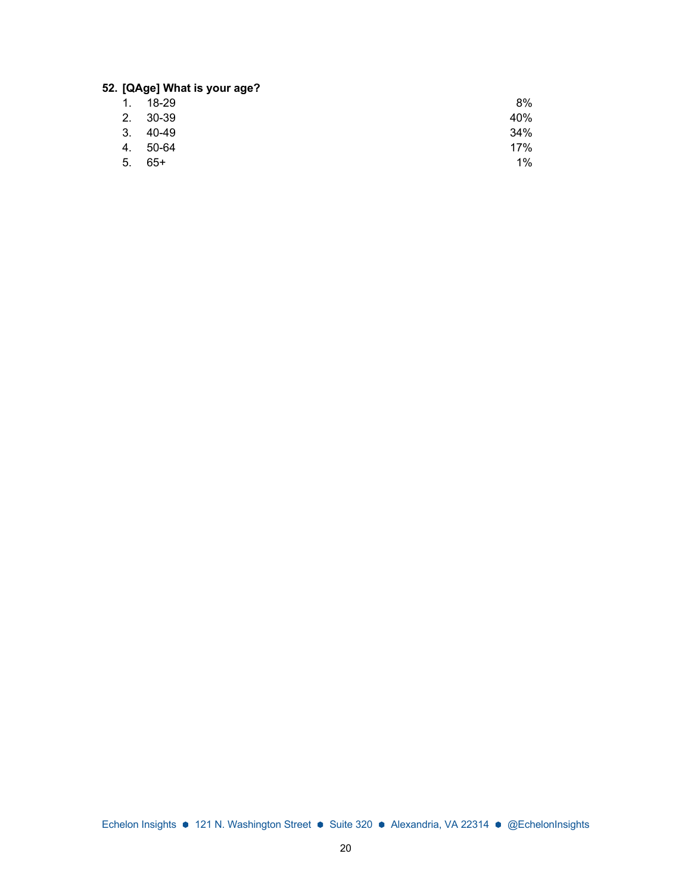**52. [QAge] What is your age?**

| | | |
|---|---|---|
| 1. | 18-29 | 8% |
| 2. | 30-39 | 40% |
| 3. | 40-49 | 34% |
| 4. | 50-64 | 17% |
| 5. | 65+ | 1% |